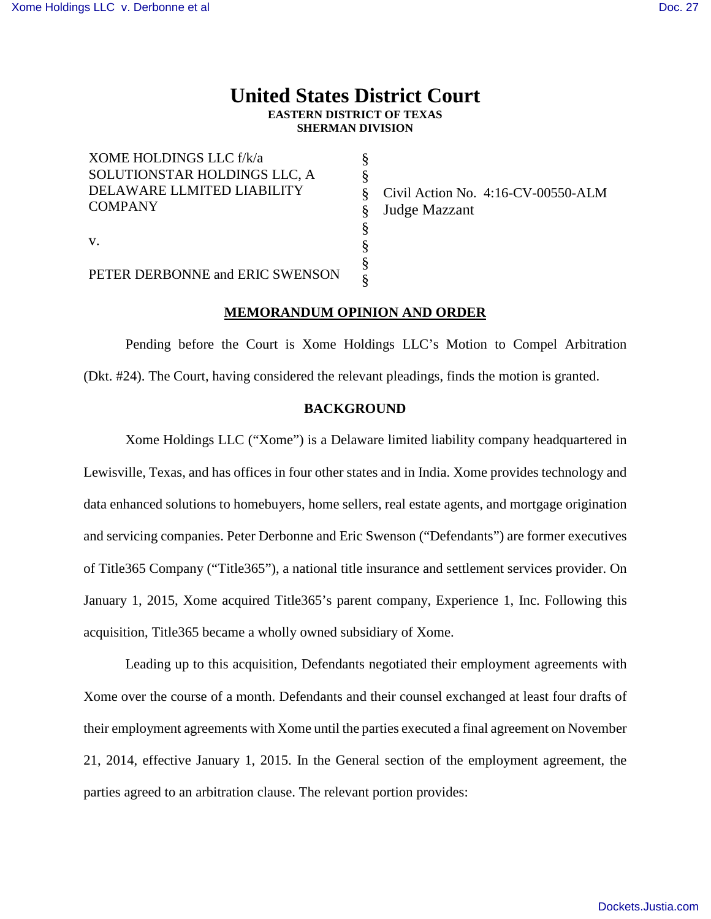# United States District Court

**EASTERN DISTRICT OF TEXAS**
**SHERMAN DIVISION**

| | | |
|---|---|---|
| XOME HOLDINGS LLC f/k/a SOLUTIONSTAR HOLDINGS LLC, A DELAWARE LLMITED LIABILITY COMPANY | § § § § | Civil Action No. 4:16-CV-00550-ALM Judge Mazzant |
| v. | § § | |
| PETER DERBONNE and ERIC SWENSON | § § | |

## MEMORANDUM OPINION AND ORDER

Pending before the Court is Xome Holdings LLC's Motion to Compel Arbitration (Dkt. #24). The Court, having considered the relevant pleadings, finds the motion is granted.

## BACKGROUND

Xome Holdings LLC ("Xome") is a Delaware limited liability company headquartered in Lewisville, Texas, and has offices in four other states and in India. Xome provides technology and data enhanced solutions to homebuyers, home sellers, real estate agents, and mortgage origination and servicing companies. Peter Derbonne and Eric Swenson ("Defendants") are former executives of Title365 Company ("Title365"), a national title insurance and settlement services provider. On January 1, 2015, Xome acquired Title365's parent company, Experience 1, Inc. Following this acquisition, Title365 became a wholly owned subsidiary of Xome.

Leading up to this acquisition, Defendants negotiated their employment agreements with Xome over the course of a month. Defendants and their counsel exchanged at least four drafts of their employment agreements with Xome until the parties executed a final agreement on November 21, 2014, effective January 1, 2015. In the General section of the employment agreement, the parties agreed to an arbitration clause. The relevant portion provides: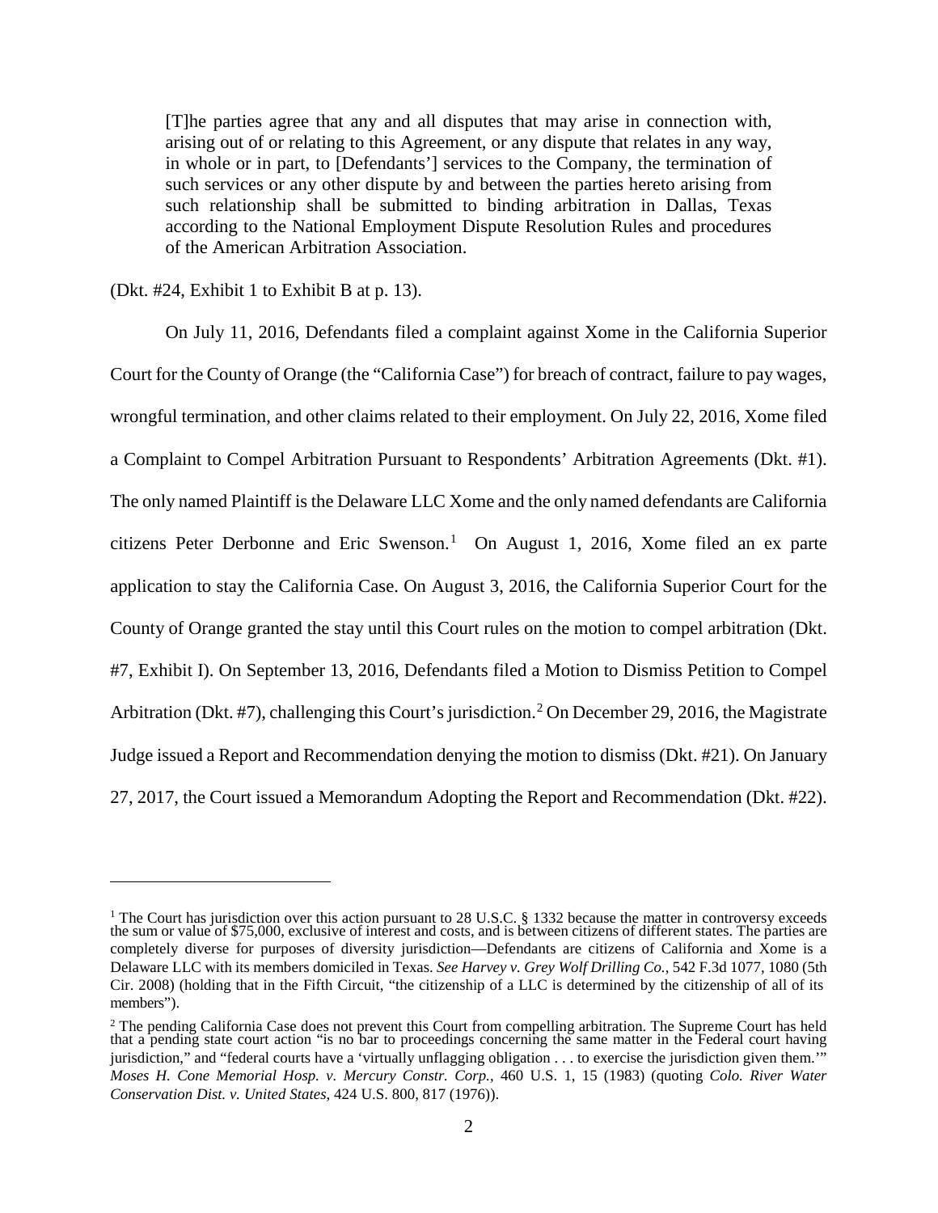> [T]he parties agree that any and all disputes that may arise in connection with, arising out of or relating to this Agreement, or any dispute that relates in any way, in whole or in part, to [Defendants'] services to the Company, the termination of such services or any other dispute by and between the parties hereto arising from such relationship shall be submitted to binding arbitration in Dallas, Texas according to the National Employment Dispute Resolution Rules and procedures of the American Arbitration Association.

(Dkt. #24, Exhibit 1 to Exhibit B at p. 13).

On July 11, 2016, Defendants filed a complaint against Xome in the California Superior Court for the County of Orange (the "California Case") for breach of contract, failure to pay wages, wrongful termination, and other claims related to their employment. On July 22, 2016, Xome filed a Complaint to Compel Arbitration Pursuant to Respondents' Arbitration Agreements (Dkt. #1). The only named Plaintiff is the Delaware LLC Xome and the only named defendants are California citizens Peter Derbonne and Eric Swenson.[1] On August 1, 2016, Xome filed an ex parte application to stay the California Case. On August 3, 2016, the California Superior Court for the County of Orange granted the stay until this Court rules on the motion to compel arbitration (Dkt. #7, Exhibit I). On September 13, 2016, Defendants filed a Motion to Dismiss Petition to Compel Arbitration (Dkt. #7), challenging this Court's jurisdiction.[2] On December 29, 2016, the Magistrate Judge issued a Report and Recommendation denying the motion to dismiss (Dkt. #21). On January 27, 2017, the Court issued a Memorandum Adopting the Report and Recommendation (Dkt. #22).

---

[1] The Court has jurisdiction over this action pursuant to 28 U.S.C. § 1332 because the matter in controversy exceeds the sum or value of $75,000, exclusive of interest and costs, and is between citizens of different states. The parties are completely diverse for purposes of diversity jurisdiction—Defendants are citizens of California and Xome is a Delaware LLC with its members domiciled in Texas. *See Harvey v. Grey Wolf Drilling Co.*, 542 F.3d 1077, 1080 (5th Cir. 2008) (holding that in the Fifth Circuit, "the citizenship of a LLC is determined by the citizenship of all of its members").

[2] The pending California Case does not prevent this Court from compelling arbitration. The Supreme Court has held that a pending state court action "is no bar to proceedings concerning the same matter in the Federal court having jurisdiction," and "federal courts have a 'virtually unflagging obligation . . . to exercise the jurisdiction given them.'" *Moses H. Cone Memorial Hosp. v. Mercury Constr. Corp.*, 460 U.S. 1, 15 (1983) (quoting *Colo. River Water Conservation Dist. v. United States*, 424 U.S. 800, 817 (1976)).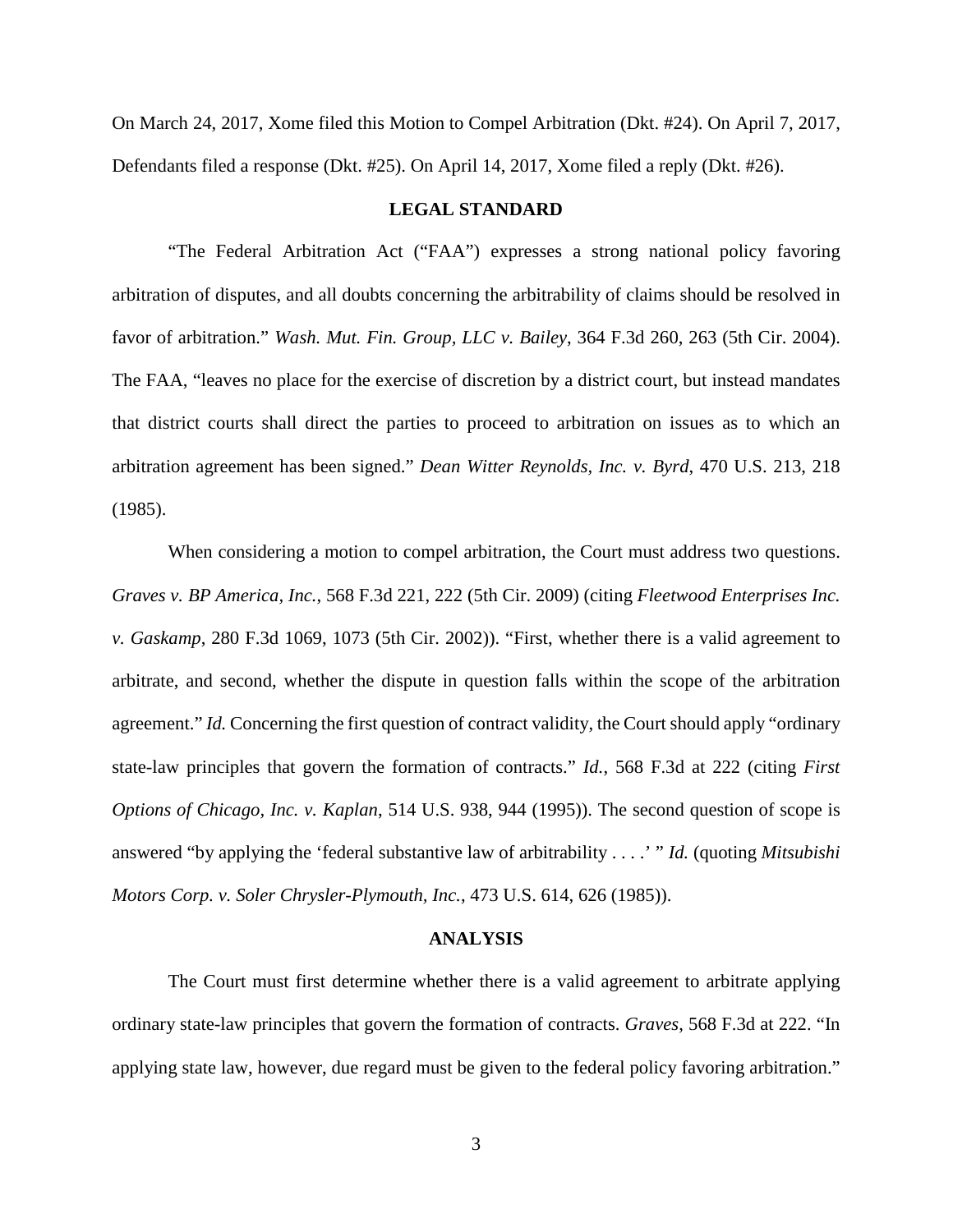On March 24, 2017, Xome filed this Motion to Compel Arbitration (Dkt. #24). On April 7, 2017, Defendants filed a response (Dkt. #25). On April 14, 2017, Xome filed a reply (Dkt. #26).

## LEGAL STANDARD

"The Federal Arbitration Act ("FAA") expresses a strong national policy favoring arbitration of disputes, and all doubts concerning the arbitrability of claims should be resolved in favor of arbitration." *Wash. Mut. Fin. Group, LLC v. Bailey*, 364 F.3d 260, 263 (5th Cir. 2004). The FAA, "leaves no place for the exercise of discretion by a district court, but instead mandates that district courts shall direct the parties to proceed to arbitration on issues as to which an arbitration agreement has been signed." *Dean Witter Reynolds, Inc. v. Byrd*, 470 U.S. 213, 218 (1985).

When considering a motion to compel arbitration, the Court must address two questions. *Graves v. BP America, Inc.*, 568 F.3d 221, 222 (5th Cir. 2009) (citing *Fleetwood Enterprises Inc. v. Gaskamp*, 280 F.3d 1069, 1073 (5th Cir. 2002)). "First, whether there is a valid agreement to arbitrate, and second, whether the dispute in question falls within the scope of the arbitration agreement." *Id.* Concerning the first question of contract validity, the Court should apply "ordinary state-law principles that govern the formation of contracts." *Id.*, 568 F.3d at 222 (citing *First Options of Chicago, Inc. v. Kaplan*, 514 U.S. 938, 944 (1995)). The second question of scope is answered "by applying the 'federal substantive law of arbitrability . . . .' " *Id.* (quoting *Mitsubishi Motors Corp. v. Soler Chrysler-Plymouth, Inc.*, 473 U.S. 614, 626 (1985)).

## ANALYSIS

The Court must first determine whether there is a valid agreement to arbitrate applying ordinary state-law principles that govern the formation of contracts. *Graves*, 568 F.3d at 222. "In applying state law, however, due regard must be given to the federal policy favoring arbitration."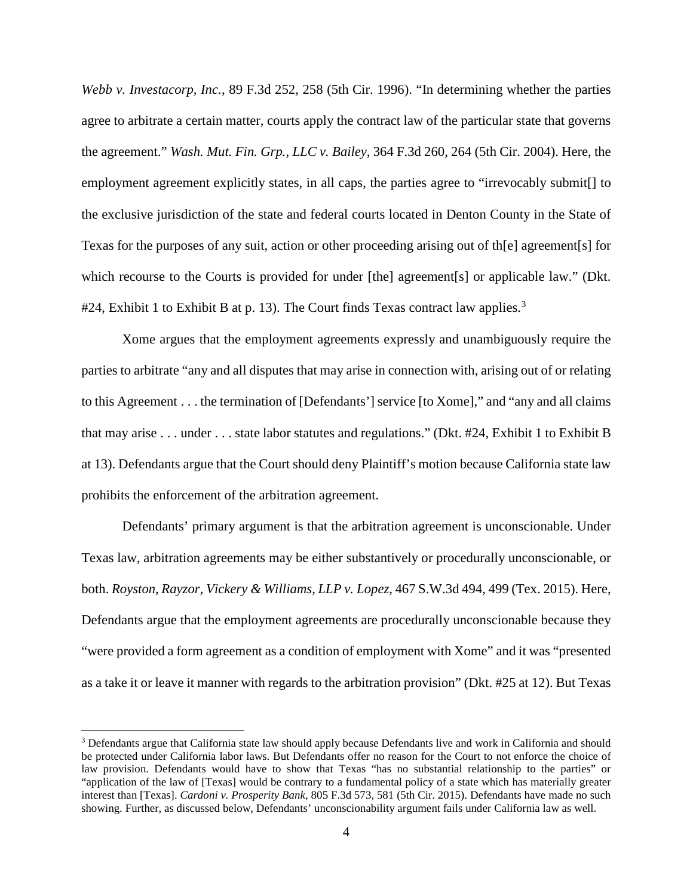*Webb v. Investacorp, Inc.*, 89 F.3d 252, 258 (5th Cir. 1996). "In determining whether the parties agree to arbitrate a certain matter, courts apply the contract law of the particular state that governs the agreement." *Wash. Mut. Fin. Grp., LLC v. Bailey*, 364 F.3d 260, 264 (5th Cir. 2004). Here, the employment agreement explicitly states, in all caps, the parties agree to "irrevocably submit[] to the exclusive jurisdiction of the state and federal courts located in Denton County in the State of Texas for the purposes of any suit, action or other proceeding arising out of th[e] agreement[s] for which recourse to the Courts is provided for under [the] agreement[s] or applicable law." (Dkt. #24, Exhibit 1 to Exhibit B at p. 13). The Court finds Texas contract law applies.[3]

Xome argues that the employment agreements expressly and unambiguously require the parties to arbitrate "any and all disputes that may arise in connection with, arising out of or relating to this Agreement . . . the termination of [Defendants'] service [to Xome]," and "any and all claims that may arise . . . under . . . state labor statutes and regulations." (Dkt. #24, Exhibit 1 to Exhibit B at 13). Defendants argue that the Court should deny Plaintiff's motion because California state law prohibits the enforcement of the arbitration agreement.

Defendants' primary argument is that the arbitration agreement is unconscionable. Under Texas law, arbitration agreements may be either substantively or procedurally unconscionable, or both. *Royston, Rayzor, Vickery & Williams, LLP v. Lopez*, 467 S.W.3d 494, 499 (Tex. 2015). Here, Defendants argue that the employment agreements are procedurally unconscionable because they "were provided a form agreement as a condition of employment with Xome" and it was "presented as a take it or leave it manner with regards to the arbitration provision" (Dkt. #25 at 12). But Texas

[3] Defendants argue that California state law should apply because Defendants live and work in California and should be protected under California labor laws. But Defendants offer no reason for the Court to not enforce the choice of law provision. Defendants would have to show that Texas "has no substantial relationship to the parties" or "application of the law of [Texas] would be contrary to a fundamental policy of a state which has materially greater interest than [Texas]. *Cardoni v. Prosperity Bank*, 805 F.3d 573, 581 (5th Cir. 2015). Defendants have made no such showing. Further, as discussed below, Defendants' unconscionability argument fails under California law as well.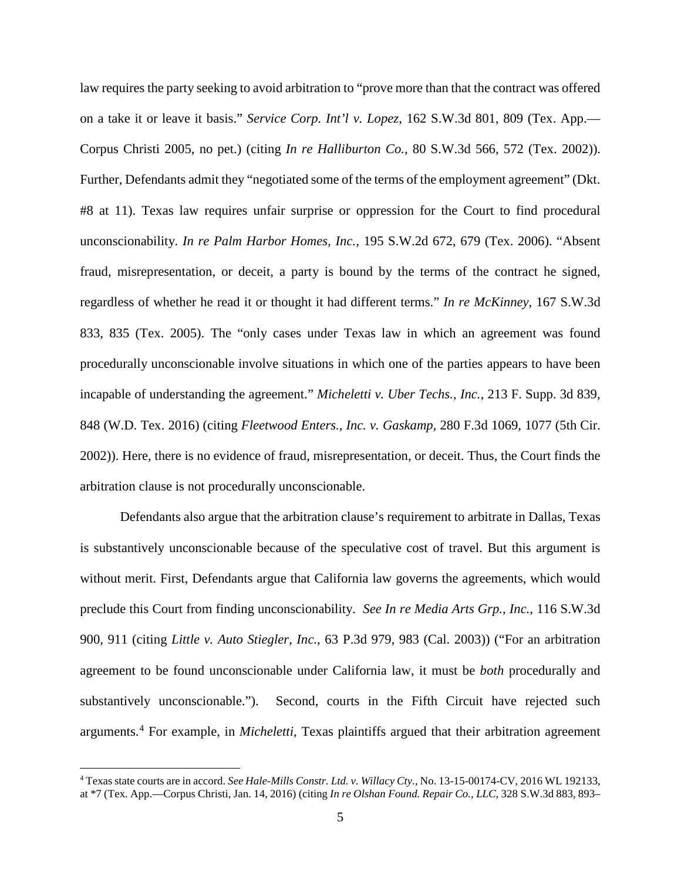law requires the party seeking to avoid arbitration to "prove more than that the contract was offered on a take it or leave it basis." *Service Corp. Int'l v. Lopez*, 162 S.W.3d 801, 809 (Tex. App.—Corpus Christi 2005, no pet.) (citing *In re Halliburton Co.*, 80 S.W.3d 566, 572 (Tex. 2002)). Further, Defendants admit they "negotiated some of the terms of the employment agreement" (Dkt. #8 at 11). Texas law requires unfair surprise or oppression for the Court to find procedural unconscionability. *In re Palm Harbor Homes, Inc.*, 195 S.W.2d 672, 679 (Tex. 2006). "Absent fraud, misrepresentation, or deceit, a party is bound by the terms of the contract he signed, regardless of whether he read it or thought it had different terms." *In re McKinney*, 167 S.W.3d 833, 835 (Tex. 2005). The "only cases under Texas law in which an agreement was found procedurally unconscionable involve situations in which one of the parties appears to have been incapable of understanding the agreement." *Micheletti v. Uber Techs., Inc.*, 213 F. Supp. 3d 839, 848 (W.D. Tex. 2016) (citing *Fleetwood Enters., Inc. v. Gaskamp*, 280 F.3d 1069, 1077 (5th Cir. 2002)). Here, there is no evidence of fraud, misrepresentation, or deceit. Thus, the Court finds the arbitration clause is not procedurally unconscionable.

Defendants also argue that the arbitration clause's requirement to arbitrate in Dallas, Texas is substantively unconscionable because of the speculative cost of travel. But this argument is without merit. First, Defendants argue that California law governs the agreements, which would preclude this Court from finding unconscionability. *See In re Media Arts Grp., Inc.*, 116 S.W.3d 900, 911 (citing *Little v. Auto Stiegler, Inc.*, 63 P.3d 979, 983 (Cal. 2003)) ("For an arbitration agreement to be found unconscionable under California law, it must be *both* procedurally and substantively unconscionable."). Second, courts in the Fifth Circuit have rejected such arguments.[4] For example, in *Micheletti*, Texas plaintiffs argued that their arbitration agreement

[4] Texas state courts are in accord. *See Hale-Mills Constr. Ltd. v. Willacy Cty.*, No. 13-15-00174-CV, 2016 WL 192133, at *7 (Tex. App.—Corpus Christi, Jan. 14, 2016) (citing *In re Olshan Found. Repair Co., LLC*, 328 S.W.3d 883, 893–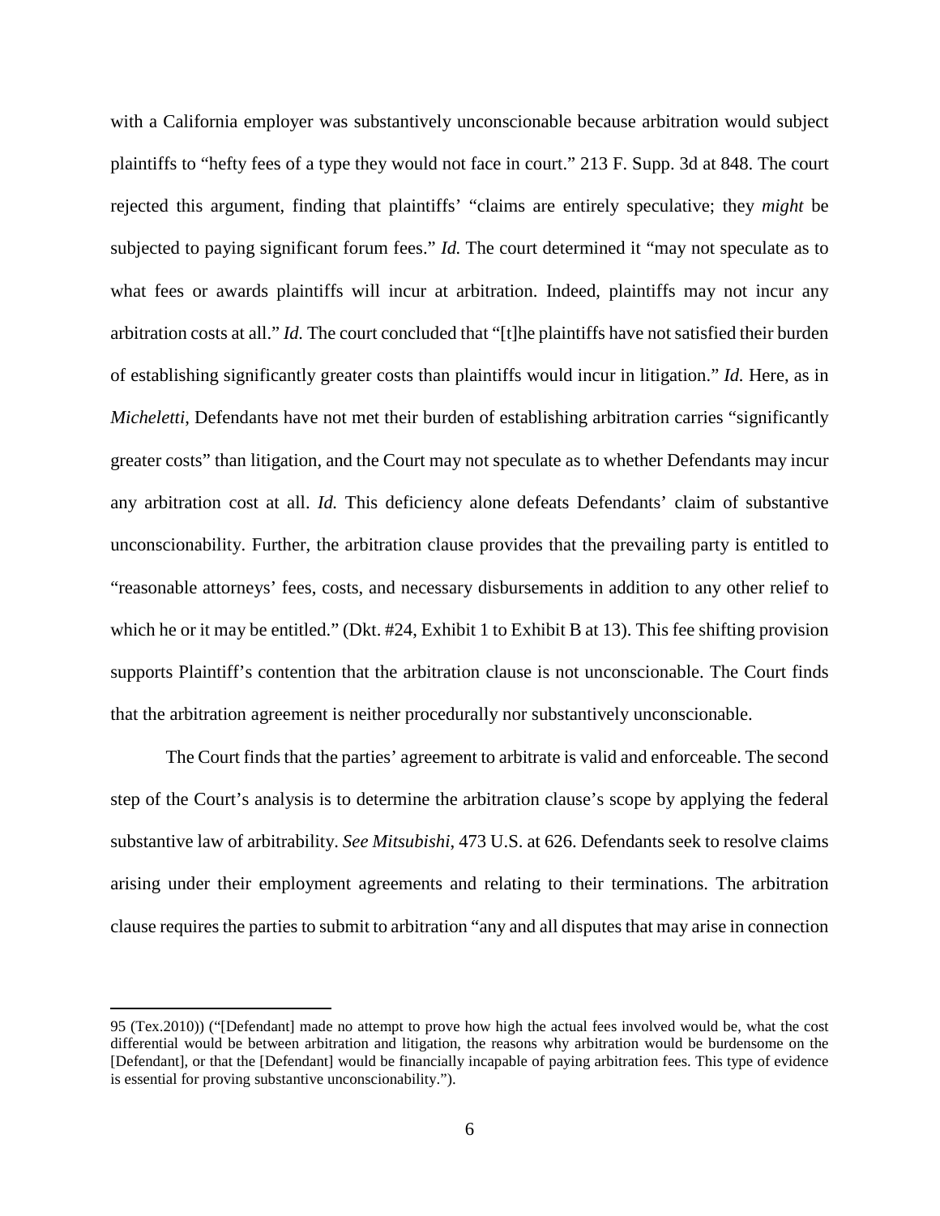with a California employer was substantively unconscionable because arbitration would subject plaintiffs to "hefty fees of a type they would not face in court." 213 F. Supp. 3d at 848. The court rejected this argument, finding that plaintiffs' "claims are entirely speculative; they *might* be subjected to paying significant forum fees." *Id.* The court determined it "may not speculate as to what fees or awards plaintiffs will incur at arbitration. Indeed, plaintiffs may not incur any arbitration costs at all." *Id.* The court concluded that "[t]he plaintiffs have not satisfied their burden of establishing significantly greater costs than plaintiffs would incur in litigation." *Id.* Here, as in *Micheletti*, Defendants have not met their burden of establishing arbitration carries "significantly greater costs" than litigation, and the Court may not speculate as to whether Defendants may incur any arbitration cost at all. *Id.* This deficiency alone defeats Defendants' claim of substantive unconscionability. Further, the arbitration clause provides that the prevailing party is entitled to "reasonable attorneys' fees, costs, and necessary disbursements in addition to any other relief to which he or it may be entitled." (Dkt. #24, Exhibit 1 to Exhibit B at 13). This fee shifting provision supports Plaintiff's contention that the arbitration clause is not unconscionable. The Court finds that the arbitration agreement is neither procedurally nor substantively unconscionable.

The Court finds that the parties' agreement to arbitrate is valid and enforceable. The second step of the Court's analysis is to determine the arbitration clause's scope by applying the federal substantive law of arbitrability. *See Mitsubishi*, 473 U.S. at 626. Defendants seek to resolve claims arising under their employment agreements and relating to their terminations. The arbitration clause requires the parties to submit to arbitration "any and all disputes that may arise in connection

---

95 (Tex.2010)) ("[Defendant] made no attempt to prove how high the actual fees involved would be, what the cost differential would be between arbitration and litigation, the reasons why arbitration would be burdensome on the [Defendant], or that the [Defendant] would be financially incapable of paying arbitration fees. This type of evidence is essential for proving substantive unconscionability.").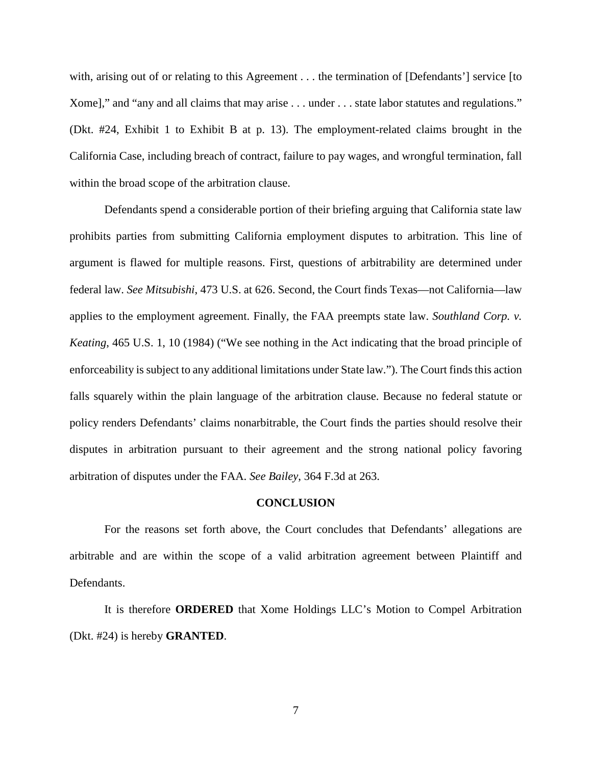with, arising out of or relating to this Agreement . . . the termination of [Defendants'] service [to Xome]," and "any and all claims that may arise . . . under . . . state labor statutes and regulations." (Dkt. #24, Exhibit 1 to Exhibit B at p. 13). The employment-related claims brought in the California Case, including breach of contract, failure to pay wages, and wrongful termination, fall within the broad scope of the arbitration clause.

Defendants spend a considerable portion of their briefing arguing that California state law prohibits parties from submitting California employment disputes to arbitration. This line of argument is flawed for multiple reasons. First, questions of arbitrability are determined under federal law. *See Mitsubishi*, 473 U.S. at 626. Second, the Court finds Texas—not California—law applies to the employment agreement. Finally, the FAA preempts state law. *Southland Corp. v. Keating*, 465 U.S. 1, 10 (1984) ("We see nothing in the Act indicating that the broad principle of enforceability is subject to any additional limitations under State law."). The Court finds this action falls squarely within the plain language of the arbitration clause. Because no federal statute or policy renders Defendants' claims nonarbitrable, the Court finds the parties should resolve their disputes in arbitration pursuant to their agreement and the strong national policy favoring arbitration of disputes under the FAA. *See Bailey*, 364 F.3d at 263.

## CONCLUSION

For the reasons set forth above, the Court concludes that Defendants' allegations are arbitrable and are within the scope of a valid arbitration agreement between Plaintiff and Defendants.

It is therefore **ORDERED** that Xome Holdings LLC's Motion to Compel Arbitration (Dkt. #24) is hereby **GRANTED**.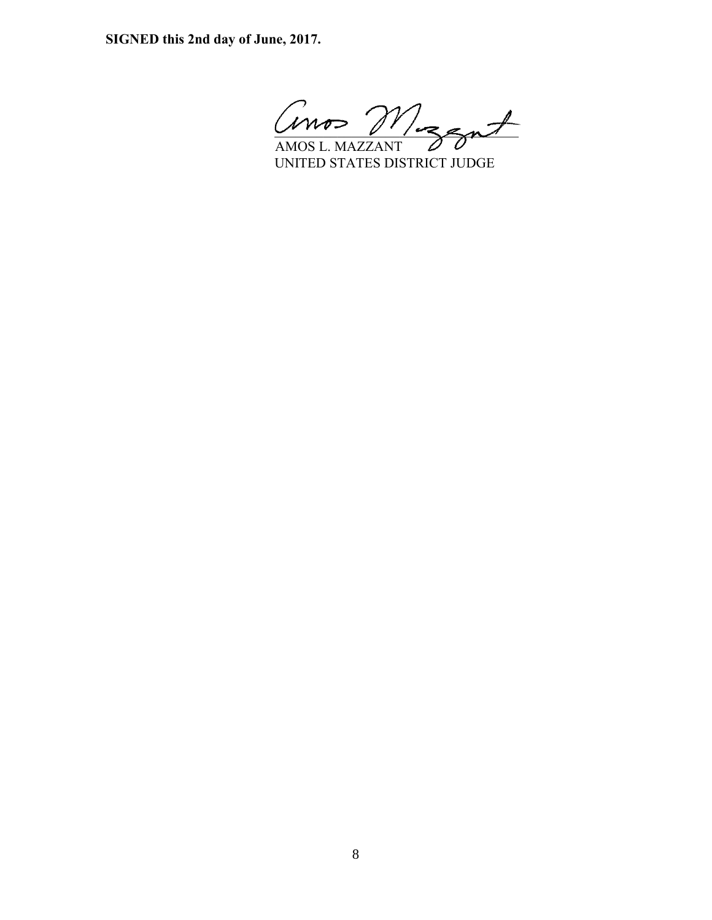**SIGNED this 2nd day of June, 2017.**

AMOS L. MAZZANT
UNITED STATES DISTRICT JUDGE